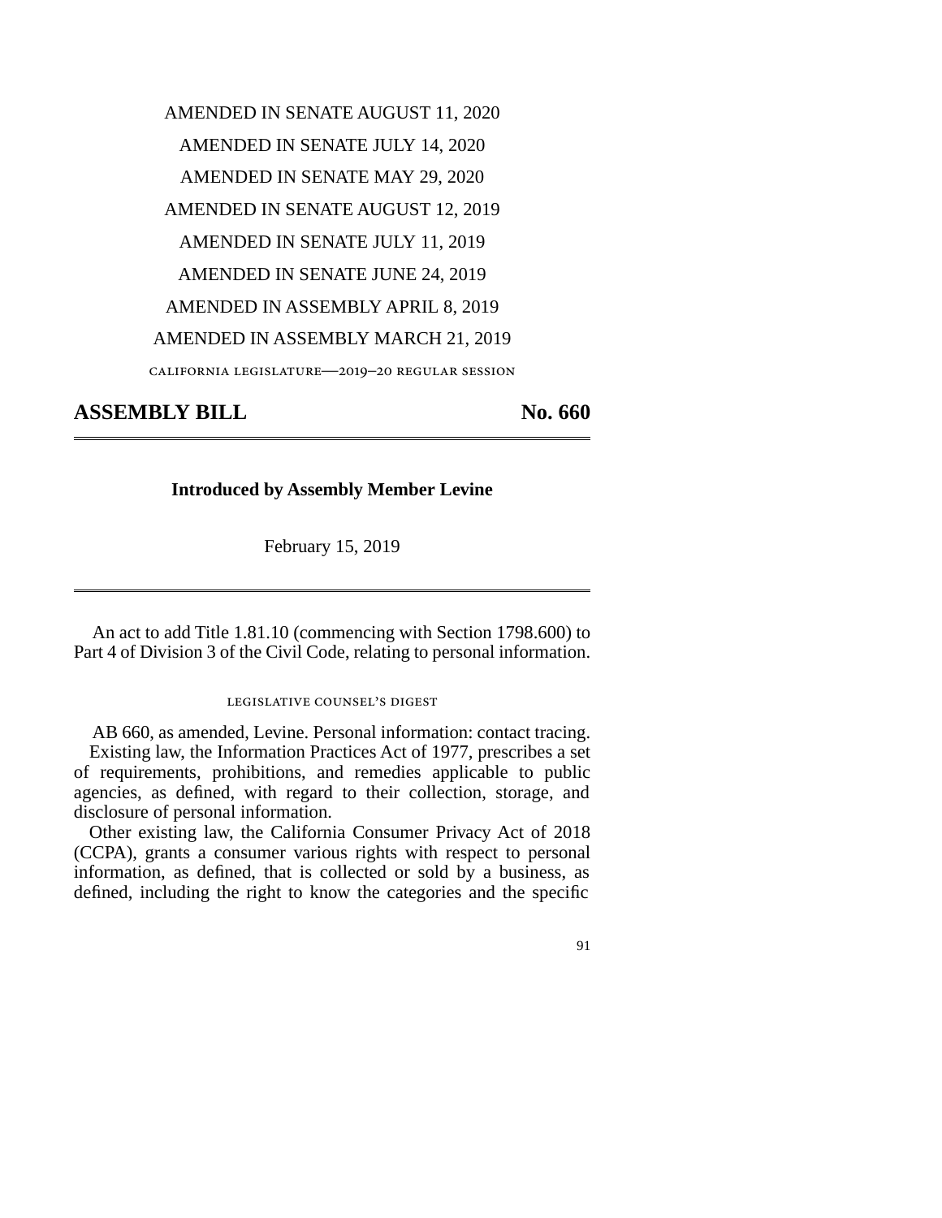AMENDED IN SENATE AUGUST 11, 2020

AMENDED IN SENATE JULY 14, 2020

AMENDED IN SENATE MAY 29, 2020

AMENDED IN SENATE AUGUST 12, 2019

AMENDED IN SENATE JULY 11, 2019

AMENDED IN SENATE JUNE 24, 2019

AMENDED IN ASSEMBLY APRIL 8, 2019

AMENDED IN ASSEMBLY MARCH 21, 2019

CALIFORNIA LEGISLATURE—2019–20 REGULAR SESSION

# ASSEMBLY BILL No. 660

**Introduced by Assembly Member Levine**

February 15, 2019

An act to add Title 1.81.10 (commencing with Section 1798.600) to Part 4 of Division 3 of the Civil Code, relating to personal information.

## LEGISLATIVE COUNSEL'S DIGEST

AB 660, as amended, Levine. Personal information: contact tracing.

Existing law, the Information Practices Act of 1977, prescribes a set of requirements, prohibitions, and remedies applicable to public agencies, as defined, with regard to their collection, storage, and disclosure of personal information.

Other existing law, the California Consumer Privacy Act of 2018 (CCPA), grants a consumer various rights with respect to personal information, as defined, that is collected or sold by a business, as defined, including the right to know the categories and the specific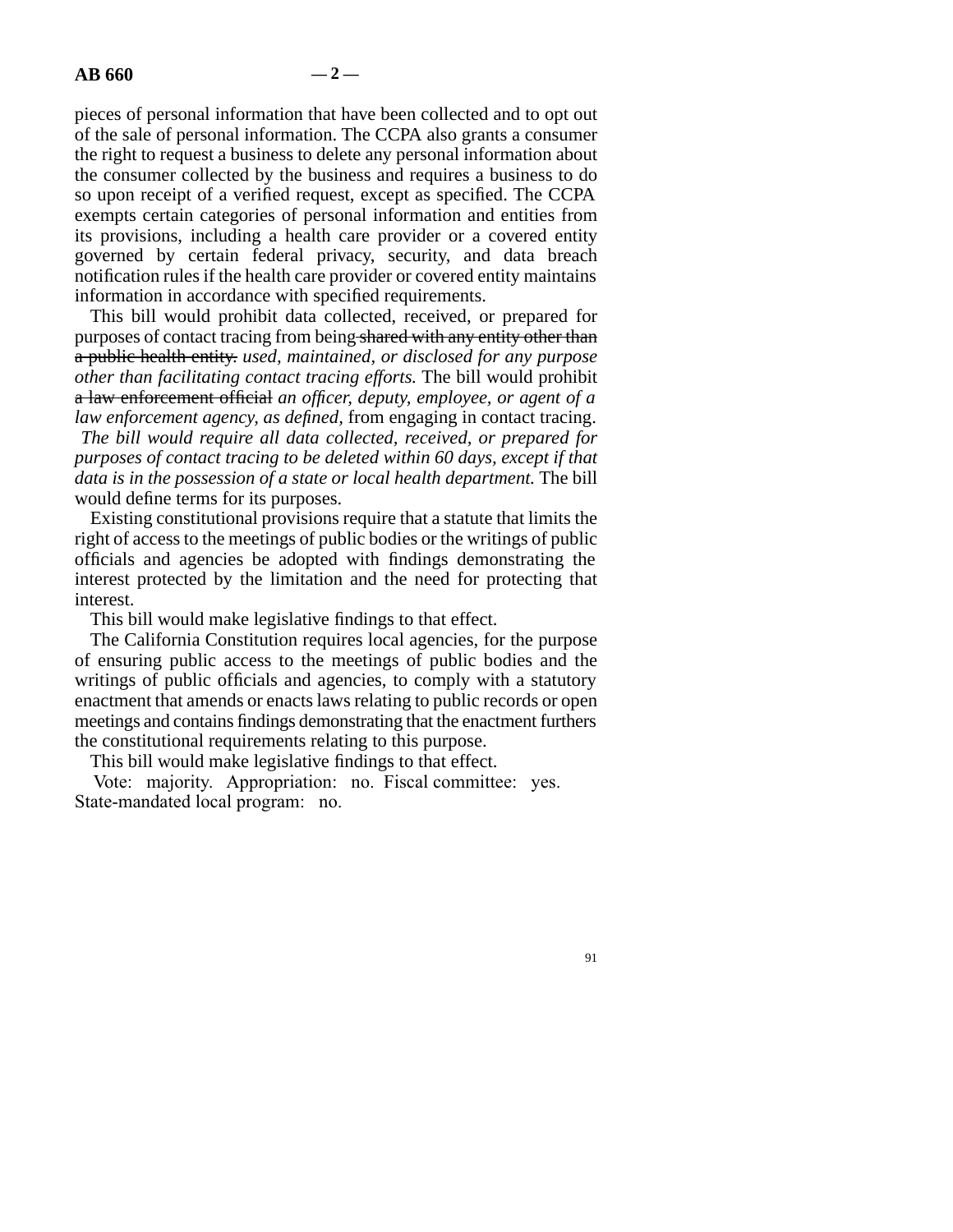pieces of personal information that have been collected and to opt out of the sale of personal information. The CCPA also grants a consumer the right to request a business to delete any personal information about the consumer collected by the business and requires a business to do so upon receipt of a verified request, except as specified. The CCPA exempts certain categories of personal information and entities from its provisions, including a health care provider or a covered entity governed by certain federal privacy, security, and data breach notification rules if the health care provider or covered entity maintains information in accordance with specified requirements.

This bill would prohibit data collected, received, or prepared for purposes of contact tracing from being ~~shared with any entity other than a public health entity.~~ *used, maintained, or disclosed for any purpose other than facilitating contact tracing efforts.* The bill would prohibit ~~a law enforcement official~~ *an officer, deputy, employee, or agent of a law enforcement agency, as defined,* from engaging in contact tracing. *The bill would require all data collected, received, or prepared for purposes of contact tracing to be deleted within 60 days, except if that data is in the possession of a state or local health department.* The bill would define terms for its purposes.

Existing constitutional provisions require that a statute that limits the right of access to the meetings of public bodies or the writings of public officials and agencies be adopted with findings demonstrating the interest protected by the limitation and the need for protecting that interest.

This bill would make legislative findings to that effect.

The California Constitution requires local agencies, for the purpose of ensuring public access to the meetings of public bodies and the writings of public officials and agencies, to comply with a statutory enactment that amends or enacts laws relating to public records or open meetings and contains findings demonstrating that the enactment furthers the constitutional requirements relating to this purpose.

This bill would make legislative findings to that effect.

Vote: majority. Appropriation: no. Fiscal committee: yes. State-mandated local program: no.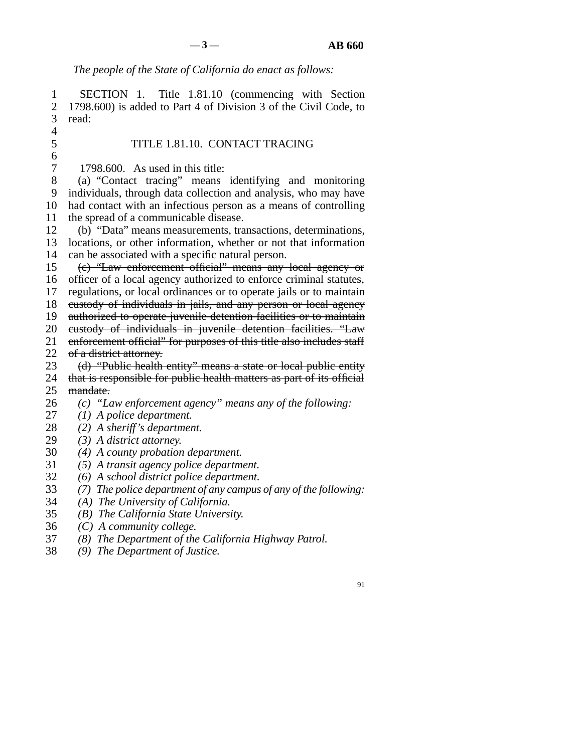*The people of the State of California do enact as follows:*

SECTION 1. Title 1.81.10 (commencing with Section 1798.600) is added to Part 4 of Division 3 of the Civil Code, to read:

## TITLE 1.81.10. CONTACT TRACING

1798.600. As used in this title:

(a) "Contact tracing" means identifying and monitoring individuals, through data collection and analysis, who may have had contact with an infectious person as a means of controlling the spread of a communicable disease.

(b) "Data" means measurements, transactions, determinations, locations, or other information, whether or not that information can be associated with a specific natural person.

~~(c) "Law enforcement official" means any local agency or officer of a local agency authorized to enforce criminal statutes, regulations, or local ordinances or to operate jails or to maintain custody of individuals in jails, and any person or local agency authorized to operate juvenile detention facilities or to maintain custody of individuals in juvenile detention facilities. "Law enforcement official" for purposes of this title also includes staff of a district attorney.~~

~~(d) "Public health entity" means a state or local public entity that is responsible for public health matters as part of its official mandate.~~

*(c) "Law enforcement agency" means any of the following:*

*(1) A police department.*

*(2) A sheriff's department.*

*(3) A district attorney.*

*(4) A county probation department.*

*(5) A transit agency police department.*

*(6) A school district police department.*

*(7) The police department of any campus of any of the following:*

*(A) The University of California.*

*(B) The California State University.*

*(C) A community college.*

*(8) The Department of the California Highway Patrol.*

*(9) The Department of Justice.*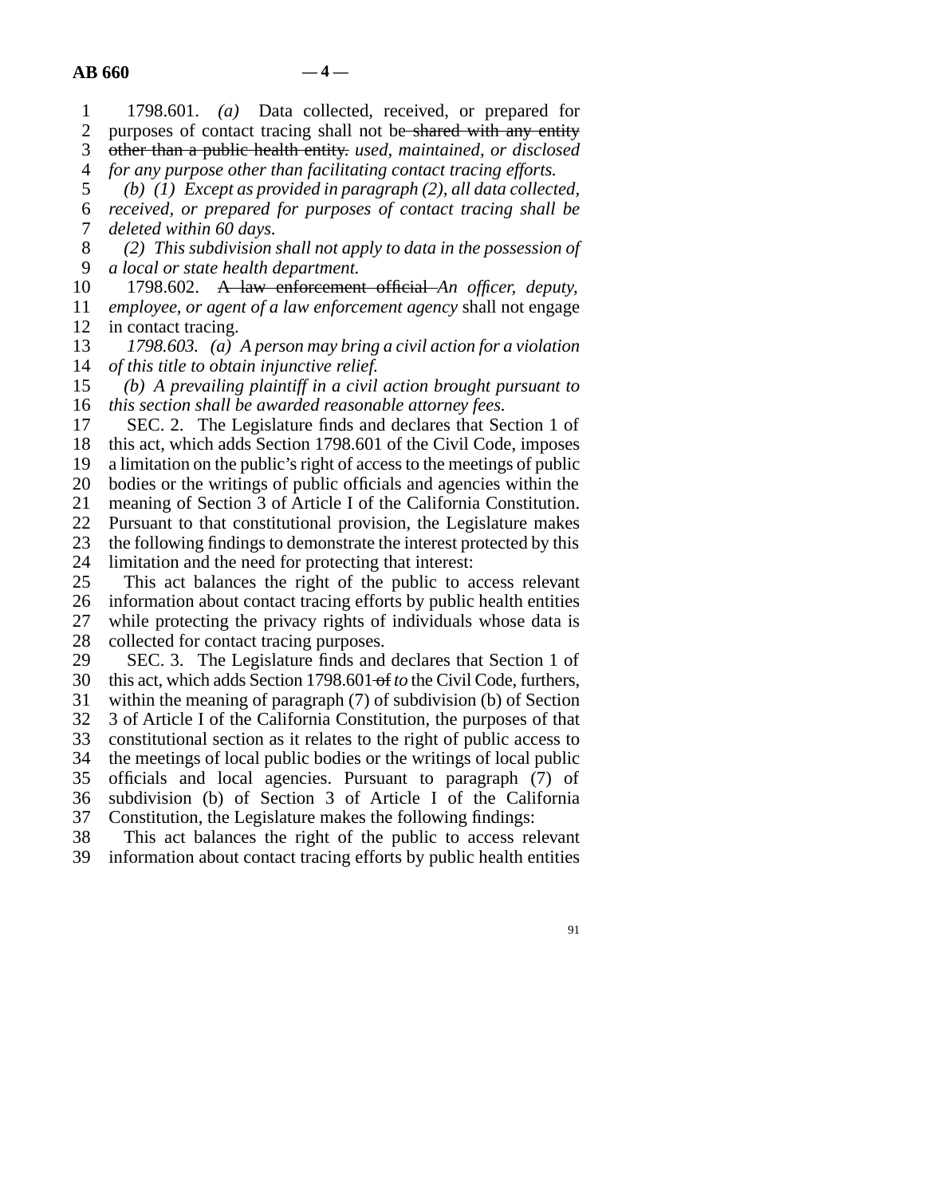1798.601. *(a)* Data collected, received, or prepared for purposes of contact tracing shall not be ~~shared with any entity other than a public health entity.~~ *used, maintained, or disclosed for any purpose other than facilitating contact tracing efforts.*

*(b) (1) Except as provided in paragraph (2), all data collected, received, or prepared for purposes of contact tracing shall be deleted within 60 days.*

*(2) This subdivision shall not apply to data in the possession of a local or state health department.*

1798.602. ~~A law enforcement official~~ *An officer, deputy, employee, or agent of a law enforcement agency* shall not engage in contact tracing.

*1798.603. (a) A person may bring a civil action for a violation of this title to obtain injunctive relief.*

*(b) A prevailing plaintiff in a civil action brought pursuant to this section shall be awarded reasonable attorney fees.*

SEC. 2. The Legislature finds and declares that Section 1 of this act, which adds Section 1798.601 of the Civil Code, imposes a limitation on the public's right of access to the meetings of public bodies or the writings of public officials and agencies within the meaning of Section 3 of Article I of the California Constitution. Pursuant to that constitutional provision, the Legislature makes the following findings to demonstrate the interest protected by this limitation and the need for protecting that interest:

This act balances the right of the public to access relevant information about contact tracing efforts by public health entities while protecting the privacy rights of individuals whose data is collected for contact tracing purposes.

SEC. 3. The Legislature finds and declares that Section 1 of this act, which adds Section 1798.601 ~~of~~ *to* the Civil Code, furthers, within the meaning of paragraph (7) of subdivision (b) of Section 3 of Article I of the California Constitution, the purposes of that constitutional section as it relates to the right of public access to the meetings of local public bodies or the writings of local public officials and local agencies. Pursuant to paragraph (7) of subdivision (b) of Section 3 of Article I of the California Constitution, the Legislature makes the following findings:

This act balances the right of the public to access relevant information about contact tracing efforts by public health entities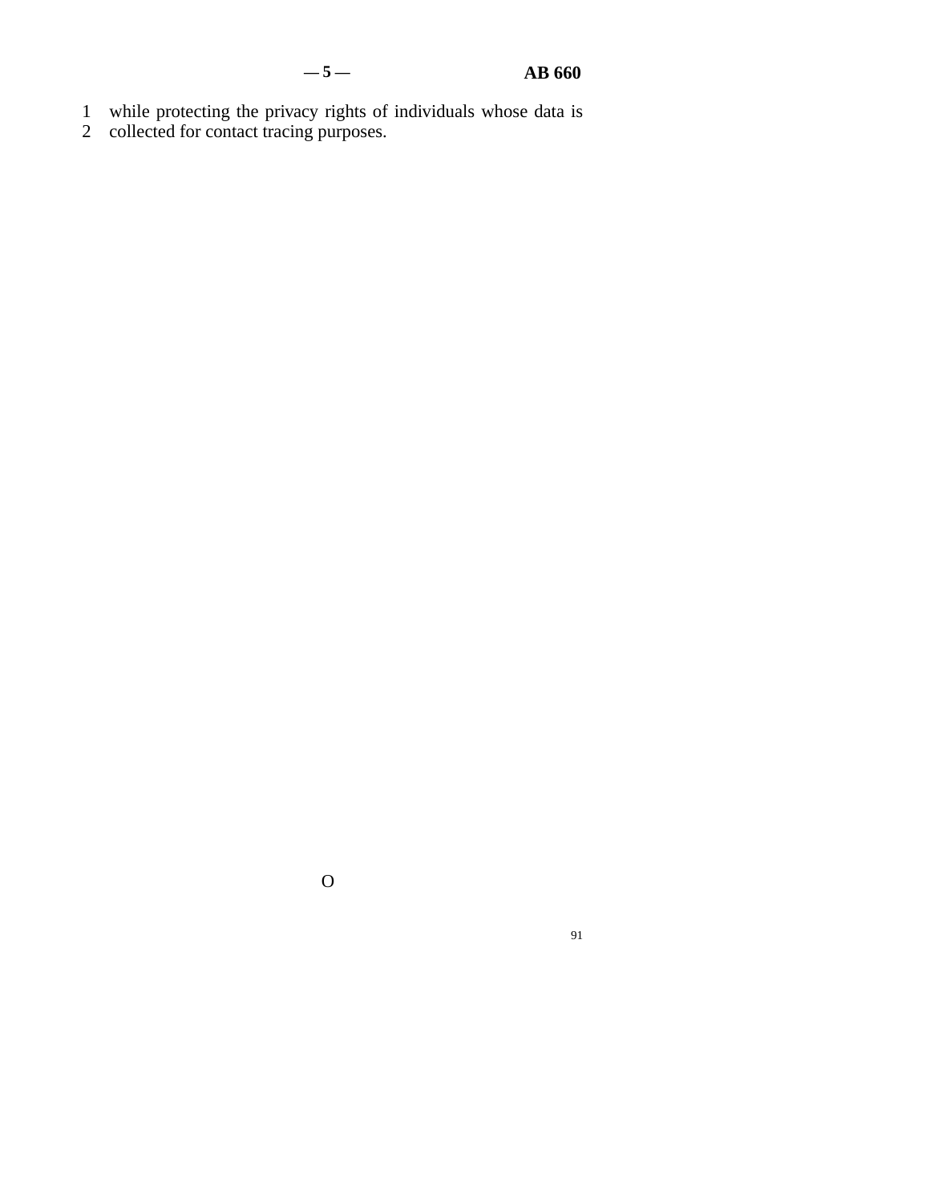while protecting the privacy rights of individuals whose data is collected for contact tracing purposes.

O